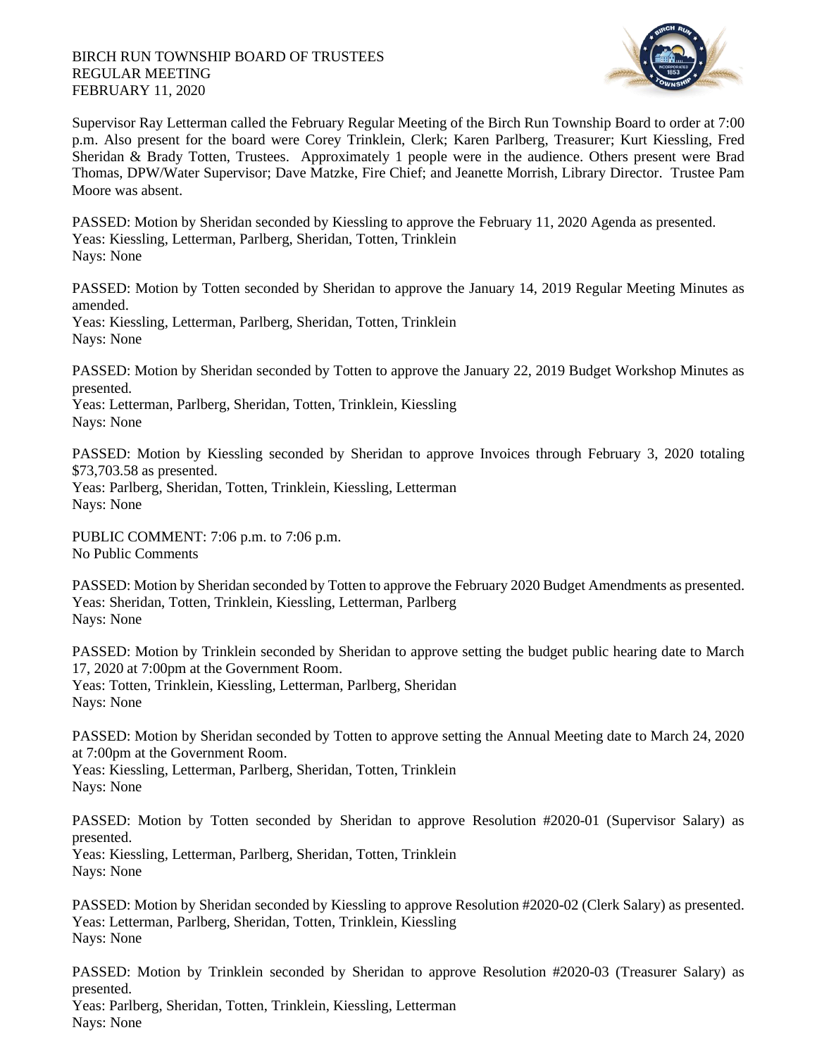BIRCH RUN TOWNSHIP BOARD OF TRUSTEES
REGULAR MEETING
FEBRUARY 11, 2020

Supervisor Ray Letterman called the February Regular Meeting of the Birch Run Township Board to order at 7:00 p.m. Also present for the board were Corey Trinklein, Clerk; Karen Parlberg, Treasurer; Kurt Kiessling, Fred Sheridan & Brady Totten, Trustees. Approximately 1 people were in the audience. Others present were Brad Thomas, DPW/Water Supervisor; Dave Matzke, Fire Chief; and Jeanette Morrish, Library Director. Trustee Pam Moore was absent.

PASSED: Motion by Sheridan seconded by Kiessling to approve the February 11, 2020 Agenda as presented.
Yeas: Kiessling, Letterman, Parlberg, Sheridan, Totten, Trinklein
Nays: None

PASSED: Motion by Totten seconded by Sheridan to approve the January 14, 2019 Regular Meeting Minutes as amended.
Yeas: Kiessling, Letterman, Parlberg, Sheridan, Totten, Trinklein
Nays: None

PASSED: Motion by Sheridan seconded by Totten to approve the January 22, 2019 Budget Workshop Minutes as presented.
Yeas: Letterman, Parlberg, Sheridan, Totten, Trinklein, Kiessling
Nays: None

PASSED: Motion by Kiessling seconded by Sheridan to approve Invoices through February 3, 2020 totaling $73,703.58 as presented.
Yeas: Parlberg, Sheridan, Totten, Trinklein, Kiessling, Letterman
Nays: None

PUBLIC COMMENT: 7:06 p.m. to 7:06 p.m.
No Public Comments

PASSED: Motion by Sheridan seconded by Totten to approve the February 2020 Budget Amendments as presented.
Yeas: Sheridan, Totten, Trinklein, Kiessling, Letterman, Parlberg
Nays: None

PASSED: Motion by Trinklein seconded by Sheridan to approve setting the budget public hearing date to March 17, 2020 at 7:00pm at the Government Room.
Yeas: Totten, Trinklein, Kiessling, Letterman, Parlberg, Sheridan
Nays: None

PASSED: Motion by Sheridan seconded by Totten to approve setting the Annual Meeting date to March 24, 2020 at 7:00pm at the Government Room.
Yeas: Kiessling, Letterman, Parlberg, Sheridan, Totten, Trinklein
Nays: None

PASSED: Motion by Totten seconded by Sheridan to approve Resolution #2020-01 (Supervisor Salary) as presented.
Yeas: Kiessling, Letterman, Parlberg, Sheridan, Totten, Trinklein
Nays: None

PASSED: Motion by Sheridan seconded by Kiessling to approve Resolution #2020-02 (Clerk Salary) as presented.
Yeas: Letterman, Parlberg, Sheridan, Totten, Trinklein, Kiessling
Nays: None

PASSED: Motion by Trinklein seconded by Sheridan to approve Resolution #2020-03 (Treasurer Salary) as presented.
Yeas: Parlberg, Sheridan, Totten, Trinklein, Kiessling, Letterman
Nays: None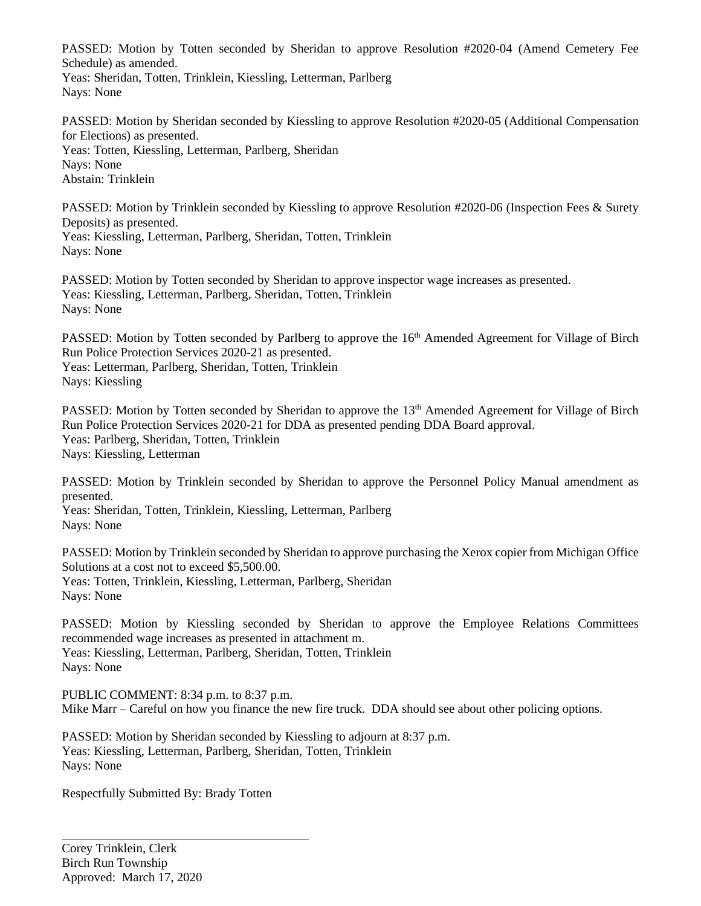PASSED: Motion by Totten seconded by Sheridan to approve Resolution #2020-04 (Amend Cemetery Fee Schedule) as amended.
Yeas: Sheridan, Totten, Trinklein, Kiessling, Letterman, Parlberg
Nays: None

PASSED: Motion by Sheridan seconded by Kiessling to approve Resolution #2020-05 (Additional Compensation for Elections) as presented.
Yeas: Totten, Kiessling, Letterman, Parlberg, Sheridan
Nays: None
Abstain: Trinklein

PASSED: Motion by Trinklein seconded by Kiessling to approve Resolution #2020-06 (Inspection Fees & Surety Deposits) as presented.
Yeas: Kiessling, Letterman, Parlberg, Sheridan, Totten, Trinklein
Nays: None

PASSED: Motion by Totten seconded by Sheridan to approve inspector wage increases as presented.
Yeas: Kiessling, Letterman, Parlberg, Sheridan, Totten, Trinklein
Nays: None

PASSED: Motion by Totten seconded by Parlberg to approve the 16th Amended Agreement for Village of Birch Run Police Protection Services 2020-21 as presented.
Yeas: Letterman, Parlberg, Sheridan, Totten, Trinklein
Nays: Kiessling

PASSED: Motion by Totten seconded by Sheridan to approve the 13th Amended Agreement for Village of Birch Run Police Protection Services 2020-21 for DDA as presented pending DDA Board approval.
Yeas: Parlberg, Sheridan, Totten, Trinklein
Nays: Kiessling, Letterman

PASSED: Motion by Trinklein seconded by Sheridan to approve the Personnel Policy Manual amendment as presented.
Yeas: Sheridan, Totten, Trinklein, Kiessling, Letterman, Parlberg
Nays: None

PASSED: Motion by Trinklein seconded by Sheridan to approve purchasing the Xerox copier from Michigan Office Solutions at a cost not to exceed $5,500.00.
Yeas: Totten, Trinklein, Kiessling, Letterman, Parlberg, Sheridan
Nays: None

PASSED: Motion by Kiessling seconded by Sheridan to approve the Employee Relations Committees recommended wage increases as presented in attachment m.
Yeas: Kiessling, Letterman, Parlberg, Sheridan, Totten, Trinklein
Nays: None

PUBLIC COMMENT: 8:34 p.m. to 8:37 p.m.
Mike Marr – Careful on how you finance the new fire truck. DDA should see about other policing options.

PASSED: Motion by Sheridan seconded by Kiessling to adjourn at 8:37 p.m.
Yeas: Kiessling, Letterman, Parlberg, Sheridan, Totten, Trinklein
Nays: None

Respectfully Submitted By: Brady Totten

\_\_\_\_\_\_\_\_\_\_\_\_\_\_\_\_\_\_\_\_\_\_\_\_\_\_\_\_\_\_\_\_\_\_\_\_\_\_\_\_

Corey Trinklein, Clerk
Birch Run Township
Approved: March 17, 2020